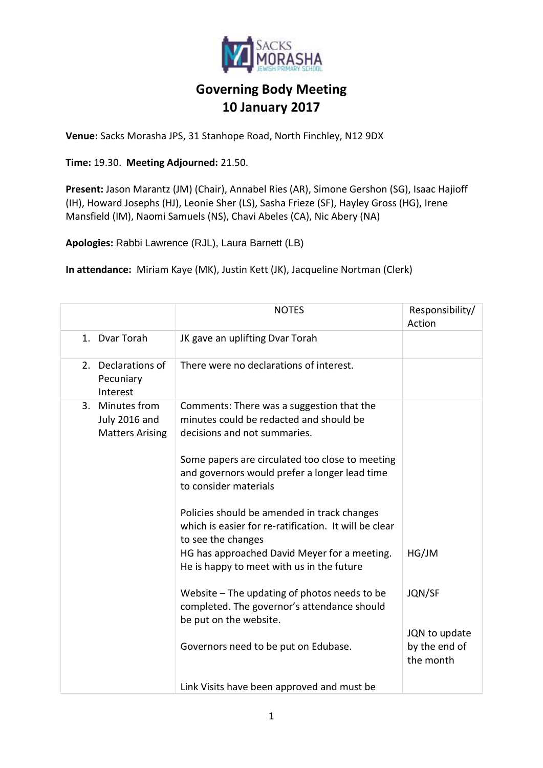# Governing Body Meeting
# 10 January 2017

**Venue:** Sacks Morasha JPS, 31 Stanhope Road, North Finchley, N12 9DX

**Time:** 19.30. **Meeting Adjourned:** 21.50.

**Present:** Jason Marantz (JM) (Chair), Annabel Ries (AR), Simone Gershon (SG), Isaac Hajioff (IH), Howard Josephs (HJ), Leonie Sher (LS), Sasha Frieze (SF), Hayley Gross (HG), Irene Mansfield (IM), Naomi Samuels (NS), Chavi Abeles (CA), Nic Abery (NA)

**Apologies:** Rabbi Lawrence (RJL), Laura Barnett (LB)

**In attendance:** Miriam Kaye (MK), Justin Kett (JK), Jacqueline Nortman (Clerk)

| | NOTES | Responsibility/ Action |
|---|---|---|
| 1. Dvar Torah | JK gave an uplifting Dvar Torah | |
| 2. Declarations of Pecuniary Interest | There were no declarations of interest. | |
| 3. Minutes from July 2016 and Matters Arising | Comments: There was a suggestion that the minutes could be redacted and should be decisions and not summaries.<br><br>Some papers are circulated too close to meeting and governors would prefer a longer lead time to consider materials<br><br>Policies should be amended in track changes which is easier for re-ratification. It will be clear to see the changes<br>HG has approached David Meyer for a meeting. He is happy to meet with us in the future<br><br>Website – The updating of photos needs to be completed. The governor's attendance should be put on the website.<br><br>Governors need to be put on Edubase.<br><br>Link Visits have been approved and must be | <br><br><br><br><br><br><br><br>HG/JM<br><br>JQN/SF<br><br>JQN to update by the end of the month |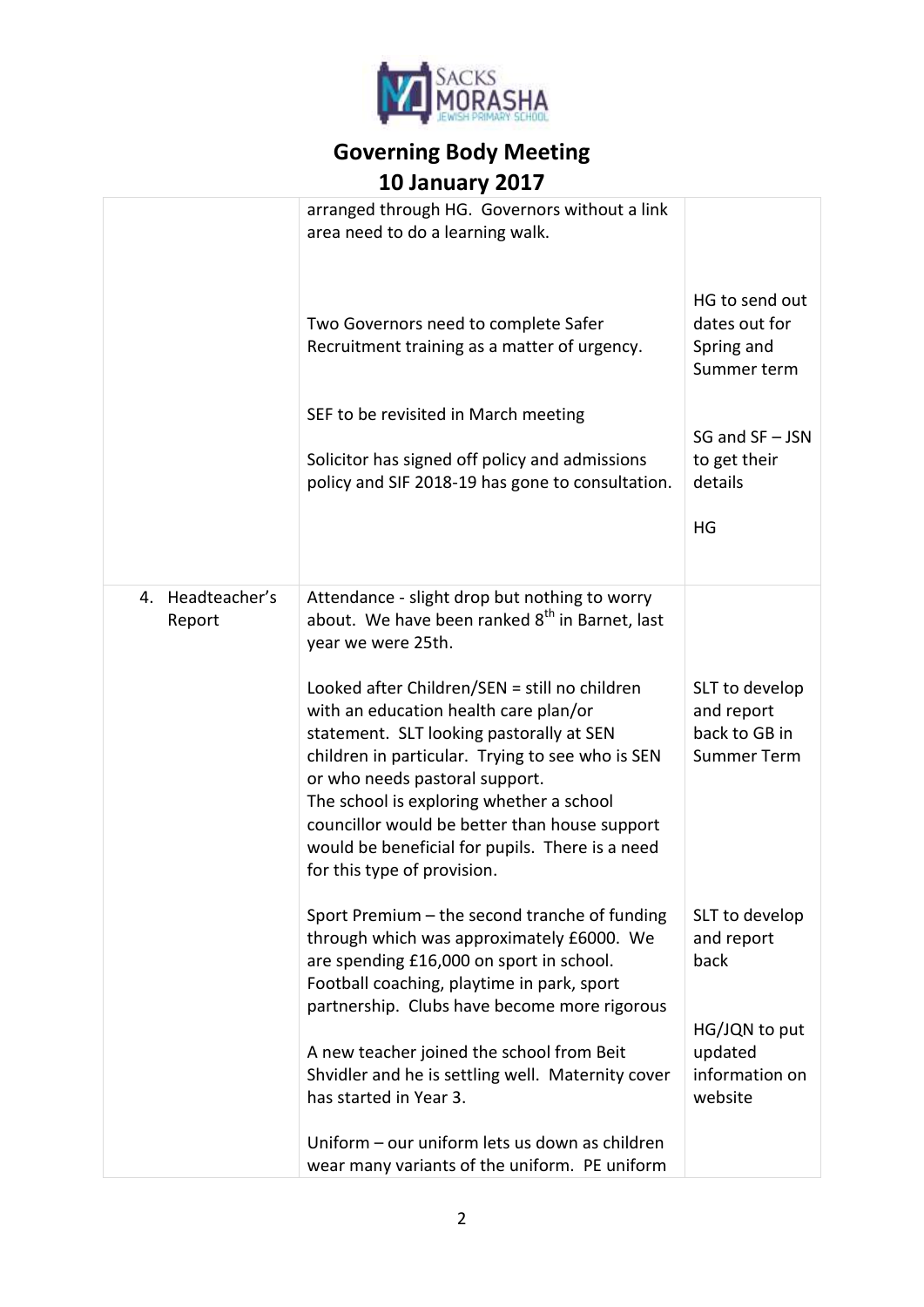# Governing Body Meeting

## 10 January 2017

| | | |
|---|---|---|
| | arranged through HG. Governors without a link area need to do a learning walk.<br><br>Two Governors need to complete Safer Recruitment training as a matter of urgency.<br><br>SEF to be revisited in March meeting<br><br>Solicitor has signed off policy and admissions policy and SIF 2018-19 has gone to consultation. | HG to send out dates out for Spring and Summer term<br><br>SG and SF – JSN to get their details<br><br>HG |
| 4. Headteacher's Report | Attendance - slight drop but nothing to worry about. We have been ranked 8th in Barnet, last year we were 25th.<br><br>Looked after Children/SEN = still no children with an education health care plan/or statement. SLT looking pastorally at SEN children in particular. Trying to see who is SEN or who needs pastoral support.<br>The school is exploring whether a school councillor would be better than house support would be beneficial for pupils. There is a need for this type of provision.<br><br>Sport Premium – the second tranche of funding through which was approximately £6000. We are spending £16,000 on sport in school. Football coaching, playtime in park, sport partnership. Clubs have become more rigorous<br><br>A new teacher joined the school from Beit Shvidler and he is settling well. Maternity cover has started in Year 3.<br><br>Uniform – our uniform lets us down as children wear many variants of the uniform. PE uniform | SLT to develop and report back to GB in Summer Term<br><br>SLT to develop and report back<br><br>HG/JQN to put updated information on website |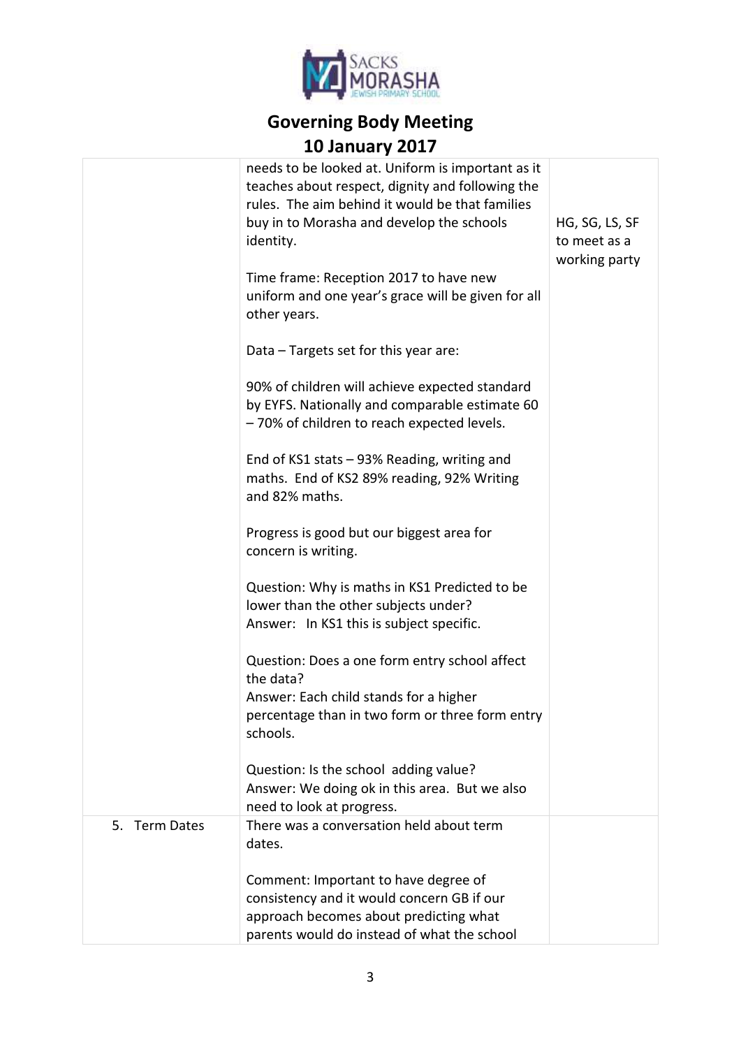# Governing Body Meeting

## 10 January 2017

| | | |
|---|---|---|
| | needs to be looked at. Uniform is important as it teaches about respect, dignity and following the rules. The aim behind it would be that families buy in to Morasha and develop the schools identity.<br><br>Time frame: Reception 2017 to have new uniform and one year's grace will be given for all other years.<br><br>Data – Targets set for this year are:<br><br>90% of children will achieve expected standard by EYFS. Nationally and comparable estimate 60 – 70% of children to reach expected levels.<br><br>End of KS1 stats – 93% Reading, writing and maths. End of KS2 89% reading, 92% Writing and 82% maths.<br><br>Progress is good but our biggest area for concern is writing.<br><br>Question: Why is maths in KS1 Predicted to be lower than the other subjects under?<br>Answer: In KS1 this is subject specific.<br><br>Question: Does a one form entry school affect the data?<br>Answer: Each child stands for a higher percentage than in two form or three form entry schools.<br><br>Question: Is the school adding value?<br>Answer: We doing ok in this area. But we also need to look at progress. | HG, SG, LS, SF to meet as a working party |
| 5. Term Dates | There was a conversation held about term dates.<br><br>Comment: Important to have degree of consistency and it would concern GB if our approach becomes about predicting what parents would do instead of what the school | |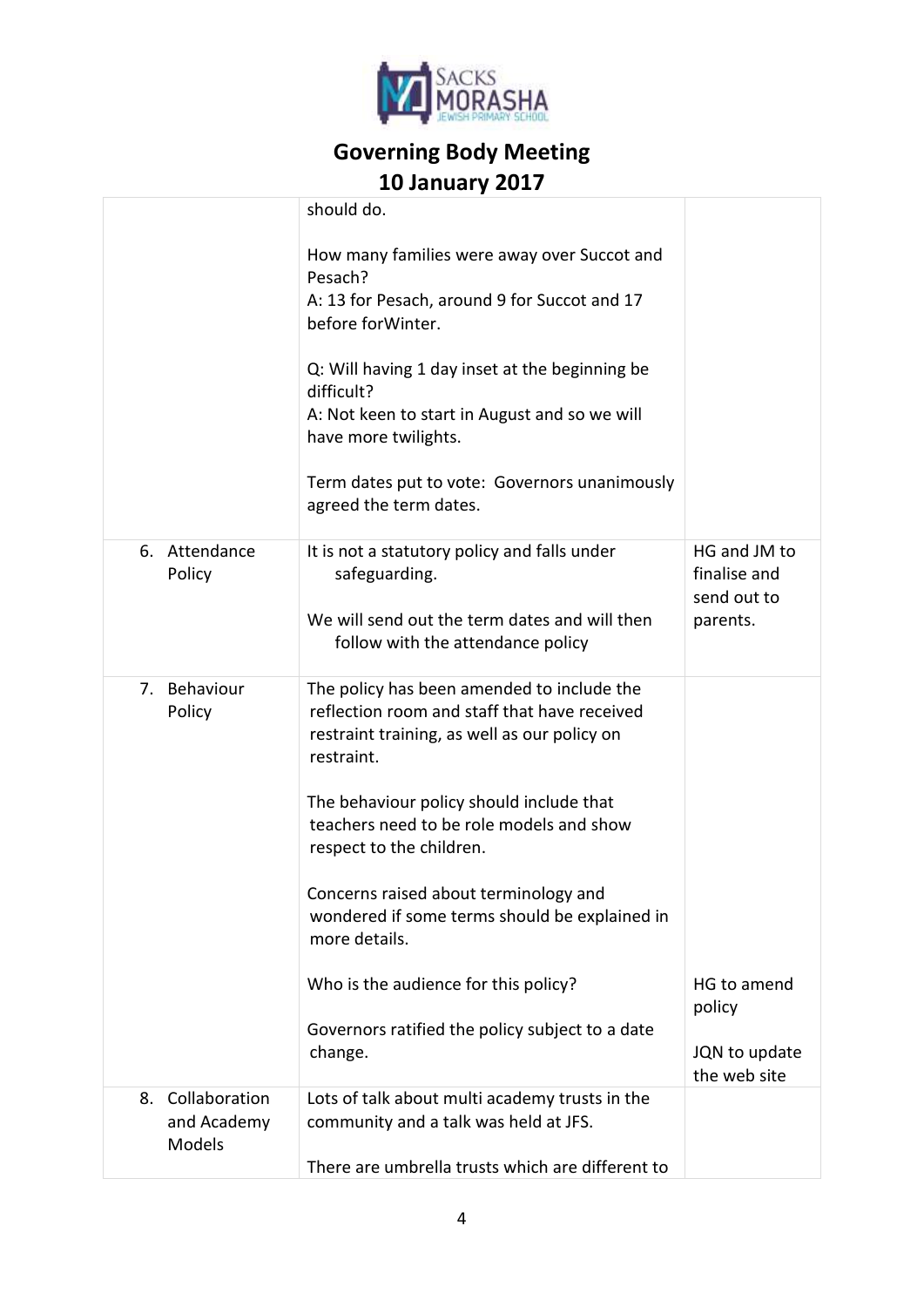# Governing Body Meeting

## 10 January 2017

| | | |
|---|---|---|
| | should do.<br><br>How many families were away over Succot and Pesach?<br>A: 13 for Pesach, around 9 for Succot and 17 before forWinter.<br><br>Q: Will having 1 day inset at the beginning be difficult?<br>A: Not keen to start in August and so we will have more twilights.<br><br>Term dates put to vote: Governors unanimously agreed the term dates. | |
| 6. Attendance Policy | It is not a statutory policy and falls under safeguarding.<br><br>We will send out the term dates and will then follow with the attendance policy | HG and JM to finalise and send out to parents. |
| 7. Behaviour Policy | The policy has been amended to include the reflection room and staff that have received restraint training, as well as our policy on restraint.<br><br>The behaviour policy should include that teachers need to be role models and show respect to the children.<br><br>Concerns raised about terminology and wondered if some terms should be explained in more details.<br><br>Who is the audience for this policy?<br><br>Governors ratified the policy subject to a date change. | HG to amend policy<br><br>JQN to update the web site |
| 8. Collaboration and Academy Models | Lots of talk about multi academy trusts in the community and a talk was held at JFS.<br><br>There are umbrella trusts which are different to | |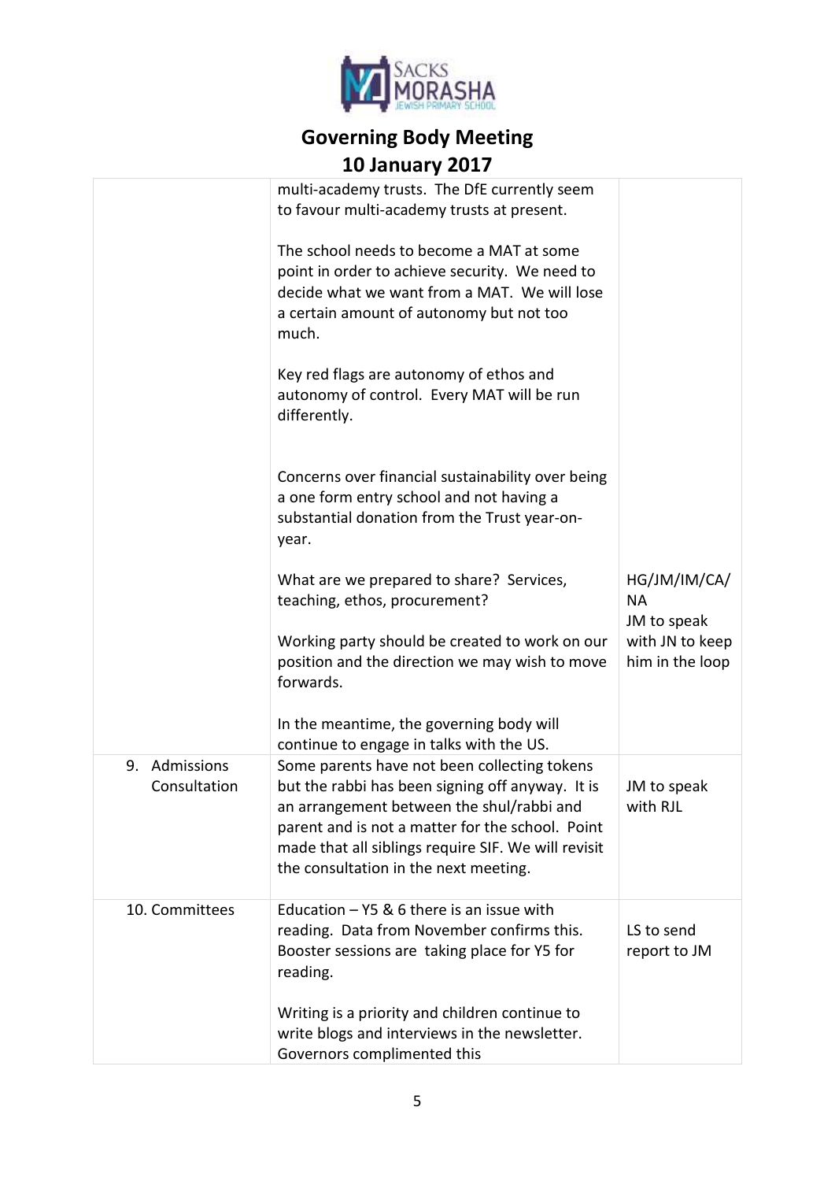# Governing Body Meeting

## 10 January 2017

| | | |
|---|---|---|
| | multi-academy trusts. The DfE currently seem to favour multi-academy trusts at present.<br><br>The school needs to become a MAT at some point in order to achieve security. We need to decide what we want from a MAT. We will lose a certain amount of autonomy but not too much.<br><br>Key red flags are autonomy of ethos and autonomy of control. Every MAT will be run differently.<br><br>Concerns over financial sustainability over being a one form entry school and not having a substantial donation from the Trust year-on-year.<br><br>What are we prepared to share? Services, teaching, ethos, procurement?<br><br>Working party should be created to work on our position and the direction we may wish to move forwards.<br><br>In the meantime, the governing body will continue to engage in talks with the US. | HG/JM/IM/CA/NA<br>JM to speak with JN to keep him in the loop |
| 9. Admissions Consultation | Some parents have not been collecting tokens but the rabbi has been signing off anyway. It is an arrangement between the shul/rabbi and parent and is not a matter for the school. Point made that all siblings require SIF. We will revisit the consultation in the next meeting. | JM to speak with RJL |
| 10. Committees | Education – Y5 & 6 there is an issue with reading. Data from November confirms this. Booster sessions are taking place for Y5 for reading.<br><br>Writing is a priority and children continue to write blogs and interviews in the newsletter. Governors complimented this | LS to send report to JM |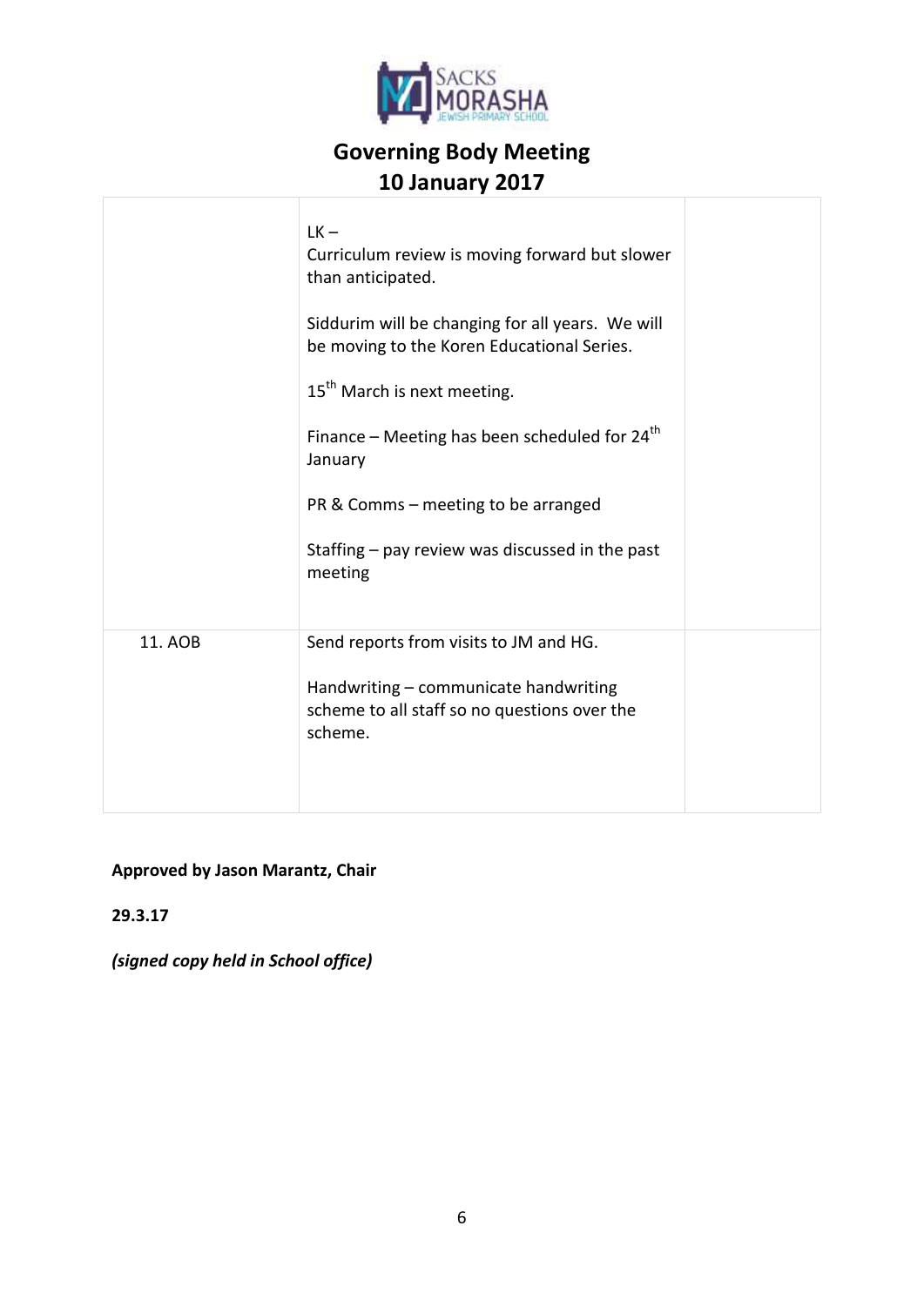# Governing Body Meeting
## 10 January 2017

| | | |
|---|---|---|
| | LK –<br>Curriculum review is moving forward but slower than anticipated.<br><br>Siddurim will be changing for all years. We will be moving to the Koren Educational Series.<br><br>15th March is next meeting.<br><br>Finance – Meeting has been scheduled for 24th January<br><br>PR & Comms – meeting to be arranged<br><br>Staffing – pay review was discussed in the past meeting | |
| 11. AOB | Send reports from visits to JM and HG.<br><br>Handwriting – communicate handwriting scheme to all staff so no questions over the scheme. | |

**Approved by Jason Marantz, Chair**

**29.3.17**

***(signed copy held in School office)***